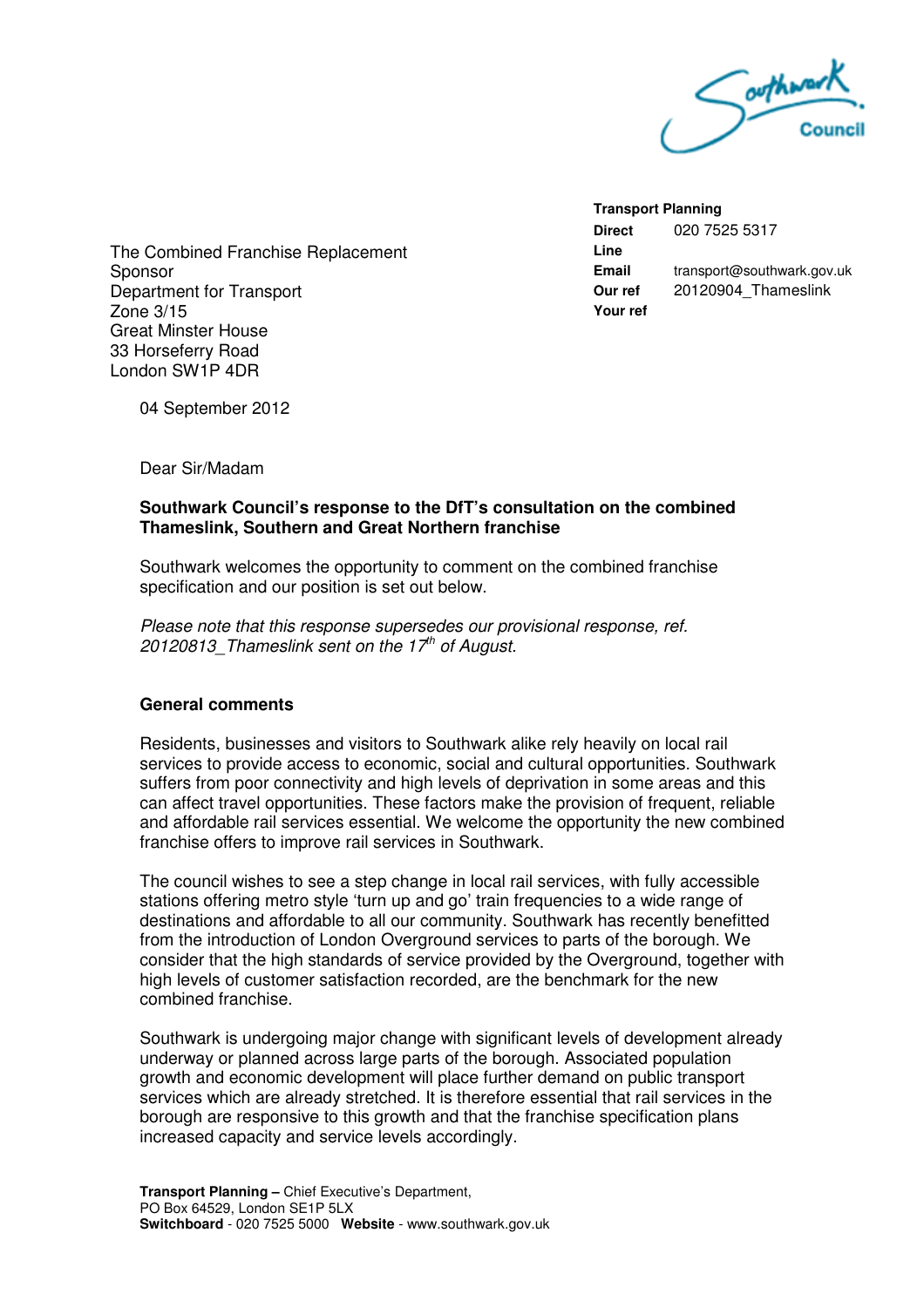Southwark Council

**Transport Planning**
**Direct Line** 020 7525 5317
**Email** transport@southwark.gov.uk
**Our ref** 20120904_Thameslink
**Your ref**

The Combined Franchise Replacement Sponsor
Department for Transport
Zone 3/15
Great Minster House
33 Horseferry Road
London SW1P 4DR

04 September 2012

Dear Sir/Madam

**Southwark Council's response to the DfT's consultation on the combined Thameslink, Southern and Great Northern franchise**

Southwark welcomes the opportunity to comment on the combined franchise specification and our position is set out below.

*Please note that this response supersedes our provisional response, ref. 20120813_Thameslink sent on the 17th of August.*

**General comments**

Residents, businesses and visitors to Southwark alike rely heavily on local rail services to provide access to economic, social and cultural opportunities. Southwark suffers from poor connectivity and high levels of deprivation in some areas and this can affect travel opportunities. These factors make the provision of frequent, reliable and affordable rail services essential. We welcome the opportunity the new combined franchise offers to improve rail services in Southwark.

The council wishes to see a step change in local rail services, with fully accessible stations offering metro style 'turn up and go' train frequencies to a wide range of destinations and affordable to all our community. Southwark has recently benefitted from the introduction of London Overground services to parts of the borough. We consider that the high standards of service provided by the Overground, together with high levels of customer satisfaction recorded, are the benchmark for the new combined franchise.

Southwark is undergoing major change with significant levels of development already underway or planned across large parts of the borough. Associated population growth and economic development will place further demand on public transport services which are already stretched. It is therefore essential that rail services in the borough are responsive to this growth and that the franchise specification plans increased capacity and service levels accordingly.

**Transport Planning –** Chief Executive's Department,
PO Box 64529, London SE1P 5LX
**Switchboard** - 020 7525 5000 **Website** - www.southwark.gov.uk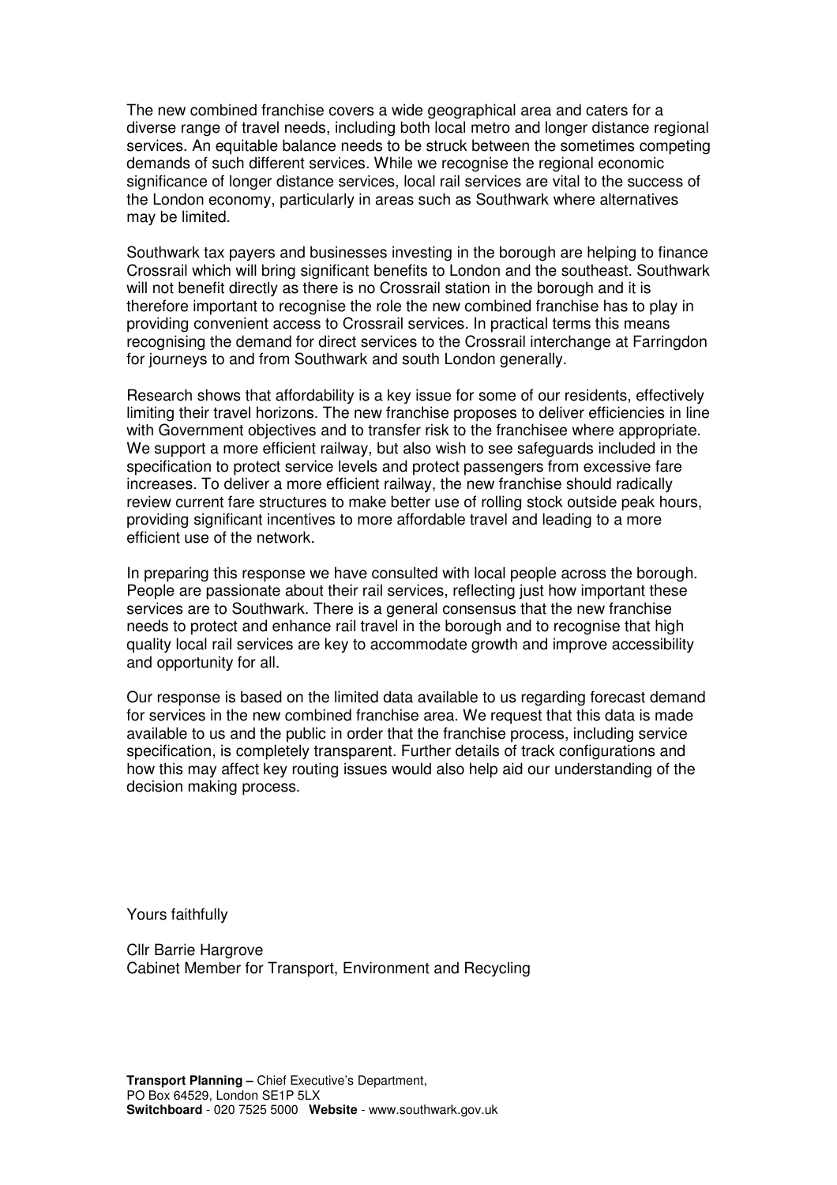The new combined franchise covers a wide geographical area and caters for a diverse range of travel needs, including both local metro and longer distance regional services. An equitable balance needs to be struck between the sometimes competing demands of such different services. While we recognise the regional economic significance of longer distance services, local rail services are vital to the success of the London economy, particularly in areas such as Southwark where alternatives may be limited.

Southwark tax payers and businesses investing in the borough are helping to finance Crossrail which will bring significant benefits to London and the southeast. Southwark will not benefit directly as there is no Crossrail station in the borough and it is therefore important to recognise the role the new combined franchise has to play in providing convenient access to Crossrail services. In practical terms this means recognising the demand for direct services to the Crossrail interchange at Farringdon for journeys to and from Southwark and south London generally.

Research shows that affordability is a key issue for some of our residents, effectively limiting their travel horizons. The new franchise proposes to deliver efficiencies in line with Government objectives and to transfer risk to the franchisee where appropriate. We support a more efficient railway, but also wish to see safeguards included in the specification to protect service levels and protect passengers from excessive fare increases. To deliver a more efficient railway, the new franchise should radically review current fare structures to make better use of rolling stock outside peak hours, providing significant incentives to more affordable travel and leading to a more efficient use of the network.

In preparing this response we have consulted with local people across the borough. People are passionate about their rail services, reflecting just how important these services are to Southwark. There is a general consensus that the new franchise needs to protect and enhance rail travel in the borough and to recognise that high quality local rail services are key to accommodate growth and improve accessibility and opportunity for all.

Our response is based on the limited data available to us regarding forecast demand for services in the new combined franchise area. We request that this data is made available to us and the public in order that the franchise process, including service specification, is completely transparent. Further details of track configurations and how this may affect key routing issues would also help aid our understanding of the decision making process.

Yours faithfully

Cllr Barrie Hargrove
Cabinet Member for Transport, Environment and Recycling

**Transport Planning –** Chief Executive's Department,
PO Box 64529, London SE1P 5LX
**Switchboard** - 020 7525 5000 **Website** - www.southwark.gov.uk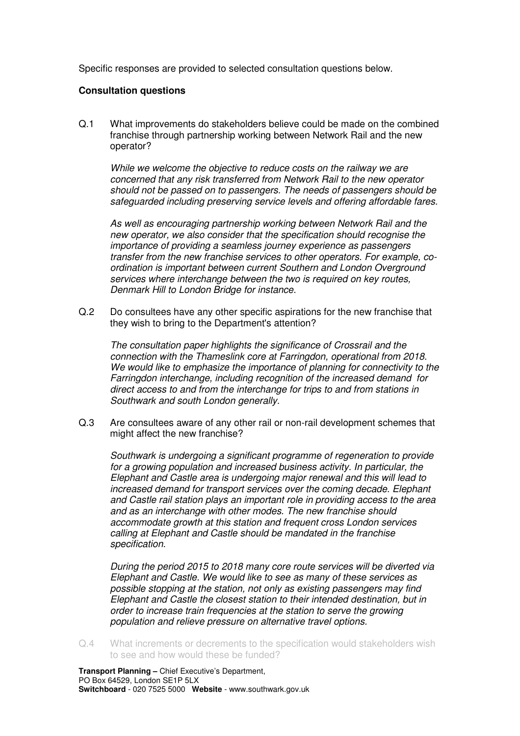Specific responses are provided to selected consultation questions below.

**Consultation questions**

Q.1 What improvements do stakeholders believe could be made on the combined franchise through partnership working between Network Rail and the new operator?

*While we welcome the objective to reduce costs on the railway we are concerned that any risk transferred from Network Rail to the new operator should not be passed on to passengers. The needs of passengers should be safeguarded including preserving service levels and offering affordable fares.*

*As well as encouraging partnership working between Network Rail and the new operator, we also consider that the specification should recognise the importance of providing a seamless journey experience as passengers transfer from the new franchise services to other operators. For example, co-ordination is important between current Southern and London Overground services where interchange between the two is required on key routes, Denmark Hill to London Bridge for instance.*

Q.2 Do consultees have any other specific aspirations for the new franchise that they wish to bring to the Department's attention?

*The consultation paper highlights the significance of Crossrail and the connection with the Thameslink core at Farringdon, operational from 2018. We would like to emphasize the importance of planning for connectivity to the Farringdon interchange, including recognition of the increased demand for direct access to and from the interchange for trips to and from stations in Southwark and south London generally.*

Q.3 Are consultees aware of any other rail or non-rail development schemes that might affect the new franchise?

*Southwark is undergoing a significant programme of regeneration to provide for a growing population and increased business activity. In particular, the Elephant and Castle area is undergoing major renewal and this will lead to increased demand for transport services over the coming decade. Elephant and Castle rail station plays an important role in providing access to the area and as an interchange with other modes. The new franchise should accommodate growth at this station and frequent cross London services calling at Elephant and Castle should be mandated in the franchise specification.*

*During the period 2015 to 2018 many core route services will be diverted via Elephant and Castle. We would like to see as many of these services as possible stopping at the station, not only as existing passengers may find Elephant and Castle the closest station to their intended destination, but in order to increase train frequencies at the station to serve the growing population and relieve pressure on alternative travel options.*

Q.4 What increments or decrements to the specification would stakeholders wish to see and how would these be funded?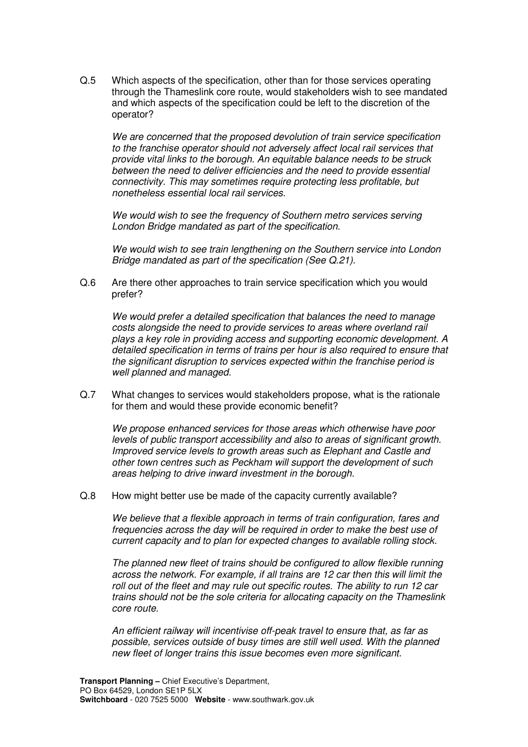Q.5 Which aspects of the specification, other than for those services operating through the Thameslink core route, would stakeholders wish to see mandated and which aspects of the specification could be left to the discretion of the operator?

*We are concerned that the proposed devolution of train service specification to the franchise operator should not adversely affect local rail services that provide vital links to the borough. An equitable balance needs to be struck between the need to deliver efficiencies and the need to provide essential connectivity. This may sometimes require protecting less profitable, but nonetheless essential local rail services.*

*We would wish to see the frequency of Southern metro services serving London Bridge mandated as part of the specification.*

*We would wish to see train lengthening on the Southern service into London Bridge mandated as part of the specification (See Q.21).*

Q.6 Are there other approaches to train service specification which you would prefer?

*We would prefer a detailed specification that balances the need to manage costs alongside the need to provide services to areas where overland rail plays a key role in providing access and supporting economic development. A detailed specification in terms of trains per hour is also required to ensure that the significant disruption to services expected within the franchise period is well planned and managed.*

Q.7 What changes to services would stakeholders propose, what is the rationale for them and would these provide economic benefit?

*We propose enhanced services for those areas which otherwise have poor levels of public transport accessibility and also to areas of significant growth. Improved service levels to growth areas such as Elephant and Castle and other town centres such as Peckham will support the development of such areas helping to drive inward investment in the borough.*

Q.8 How might better use be made of the capacity currently available?

*We believe that a flexible approach in terms of train configuration, fares and frequencies across the day will be required in order to make the best use of current capacity and to plan for expected changes to available rolling stock.*

*The planned new fleet of trains should be configured to allow flexible running across the network. For example, if all trains are 12 car then this will limit the roll out of the fleet and may rule out specific routes. The ability to run 12 car trains should not be the sole criteria for allocating capacity on the Thameslink core route.*

*An efficient railway will incentivise off-peak travel to ensure that, as far as possible, services outside of busy times are still well used. With the planned new fleet of longer trains this issue becomes even more significant.*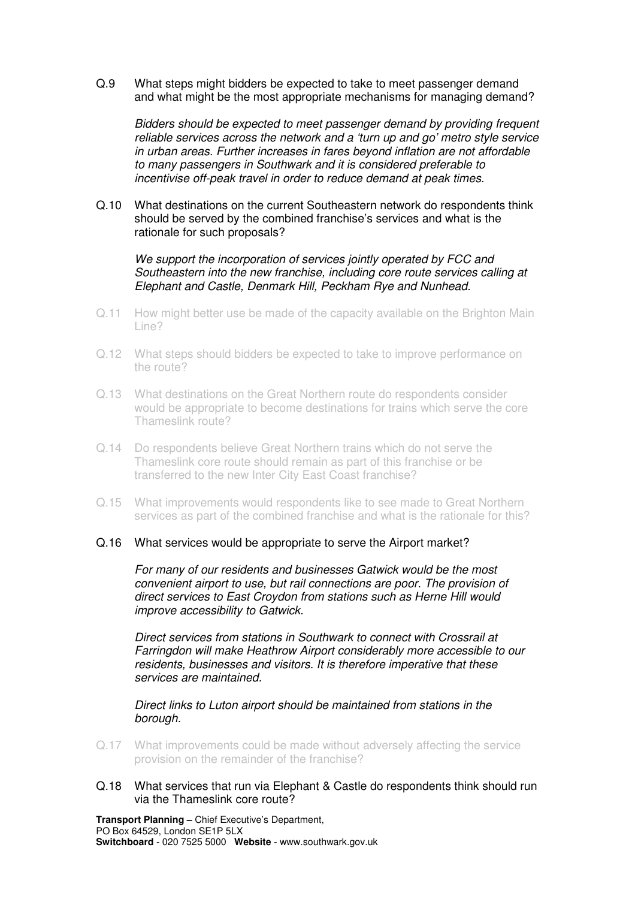Q.9 What steps might bidders be expected to take to meet passenger demand and what might be the most appropriate mechanisms for managing demand?

*Bidders should be expected to meet passenger demand by providing frequent reliable services across the network and a 'turn up and go' metro style service in urban areas. Further increases in fares beyond inflation are not affordable to many passengers in Southwark and it is considered preferable to incentivise off-peak travel in order to reduce demand at peak times.*

Q.10 What destinations on the current Southeastern network do respondents think should be served by the combined franchise's services and what is the rationale for such proposals?

*We support the incorporation of services jointly operated by FCC and Southeastern into the new franchise, including core route services calling at Elephant and Castle, Denmark Hill, Peckham Rye and Nunhead.*

Q.11 How might better use be made of the capacity available on the Brighton Main Line?

Q.12 What steps should bidders be expected to take to improve performance on the route?

Q.13 What destinations on the Great Northern route do respondents consider would be appropriate to become destinations for trains which serve the core Thameslink route?

Q.14 Do respondents believe Great Northern trains which do not serve the Thameslink core route should remain as part of this franchise or be transferred to the new Inter City East Coast franchise?

Q.15 What improvements would respondents like to see made to Great Northern services as part of the combined franchise and what is the rationale for this?

Q.16 What services would be appropriate to serve the Airport market?

*For many of our residents and businesses Gatwick would be the most convenient airport to use, but rail connections are poor. The provision of direct services to East Croydon from stations such as Herne Hill would improve accessibility to Gatwick.*

*Direct services from stations in Southwark to connect with Crossrail at Farringdon will make Heathrow Airport considerably more accessible to our residents, businesses and visitors. It is therefore imperative that these services are maintained.*

*Direct links to Luton airport should be maintained from stations in the borough.*

Q.17 What improvements could be made without adversely affecting the service provision on the remainder of the franchise?

Q.18 What services that run via Elephant & Castle do respondents think should run via the Thameslink core route?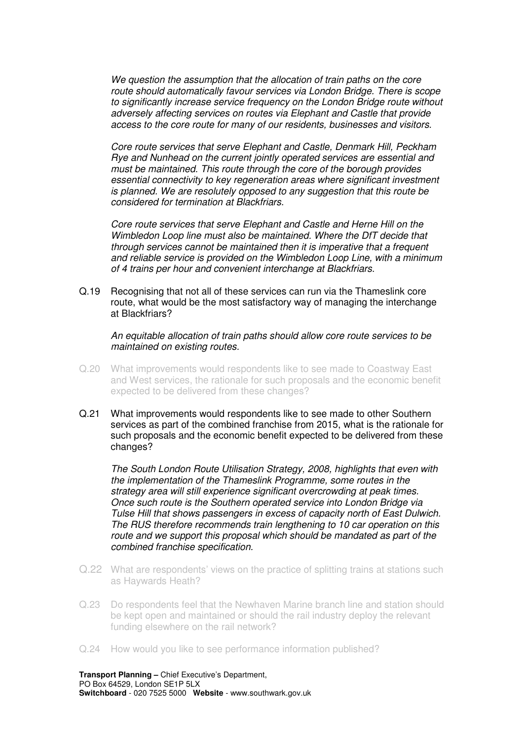*We question the assumption that the allocation of train paths on the core route should automatically favour services via London Bridge. There is scope to significantly increase service frequency on the London Bridge route without adversely affecting services on routes via Elephant and Castle that provide access to the core route for many of our residents, businesses and visitors.*

*Core route services that serve Elephant and Castle, Denmark Hill, Peckham Rye and Nunhead on the current jointly operated services are essential and must be maintained. This route through the core of the borough provides essential connectivity to key regeneration areas where significant investment is planned. We are resolutely opposed to any suggestion that this route be considered for termination at Blackfriars.*

*Core route services that serve Elephant and Castle and Herne Hill on the Wimbledon Loop line must also be maintained. Where the DfT decide that through services cannot be maintained then it is imperative that a frequent and reliable service is provided on the Wimbledon Loop Line, with a minimum of 4 trains per hour and convenient interchange at Blackfriars.*

Q.19 Recognising that not all of these services can run via the Thameslink core route, what would be the most satisfactory way of managing the interchange at Blackfriars?

*An equitable allocation of train paths should allow core route services to be maintained on existing routes.*

Q.20 What improvements would respondents like to see made to Coastway East and West services, the rationale for such proposals and the economic benefit expected to be delivered from these changes?

Q.21 What improvements would respondents like to see made to other Southern services as part of the combined franchise from 2015, what is the rationale for such proposals and the economic benefit expected to be delivered from these changes?

*The South London Route Utilisation Strategy, 2008, highlights that even with the implementation of the Thameslink Programme, some routes in the strategy area will still experience significant overcrowding at peak times. Once such route is the Southern operated service into London Bridge via Tulse Hill that shows passengers in excess of capacity north of East Dulwich. The RUS therefore recommends train lengthening to 10 car operation on this route and we support this proposal which should be mandated as part of the combined franchise specification.*

Q.22 What are respondents' views on the practice of splitting trains at stations such as Haywards Heath?

Q.23 Do respondents feel that the Newhaven Marine branch line and station should be kept open and maintained or should the rail industry deploy the relevant funding elsewhere on the rail network?

Q.24 How would you like to see performance information published?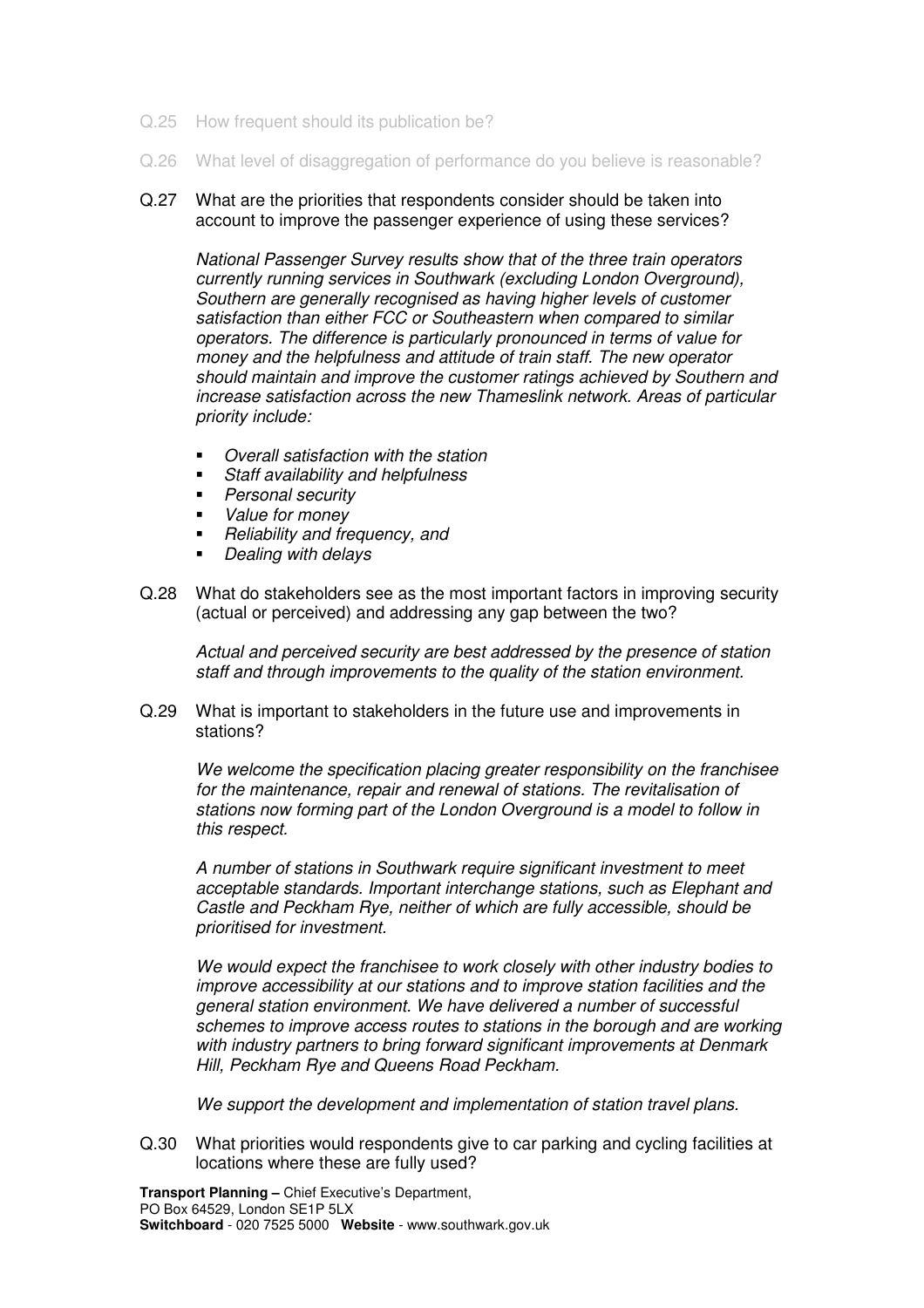Q.25 How frequent should its publication be?

Q.26 What level of disaggregation of performance do you believe is reasonable?

Q.27 What are the priorities that respondents consider should be taken into account to improve the passenger experience of using these services?

*National Passenger Survey results show that of the three train operators currently running services in Southwark (excluding London Overground), Southern are generally recognised as having higher levels of customer satisfaction than either FCC or Southeastern when compared to similar operators. The difference is particularly pronounced in terms of value for money and the helpfulness and attitude of train staff. The new operator should maintain and improve the customer ratings achieved by Southern and increase satisfaction across the new Thameslink network. Areas of particular priority include:*

- *Overall satisfaction with the station*
- *Staff availability and helpfulness*
- *Personal security*
- *Value for money*
- *Reliability and frequency, and*
- *Dealing with delays*

Q.28 What do stakeholders see as the most important factors in improving security (actual or perceived) and addressing any gap between the two?

*Actual and perceived security are best addressed by the presence of station staff and through improvements to the quality of the station environment.*

Q.29 What is important to stakeholders in the future use and improvements in stations?

*We welcome the specification placing greater responsibility on the franchisee for the maintenance, repair and renewal of stations. The revitalisation of stations now forming part of the London Overground is a model to follow in this respect.*

*A number of stations in Southwark require significant investment to meet acceptable standards. Important interchange stations, such as Elephant and Castle and Peckham Rye, neither of which are fully accessible, should be prioritised for investment.*

*We would expect the franchisee to work closely with other industry bodies to improve accessibility at our stations and to improve station facilities and the general station environment. We have delivered a number of successful schemes to improve access routes to stations in the borough and are working with industry partners to bring forward significant improvements at Denmark Hill, Peckham Rye and Queens Road Peckham.*

*We support the development and implementation of station travel plans.*

Q.30 What priorities would respondents give to car parking and cycling facilities at locations where these are fully used?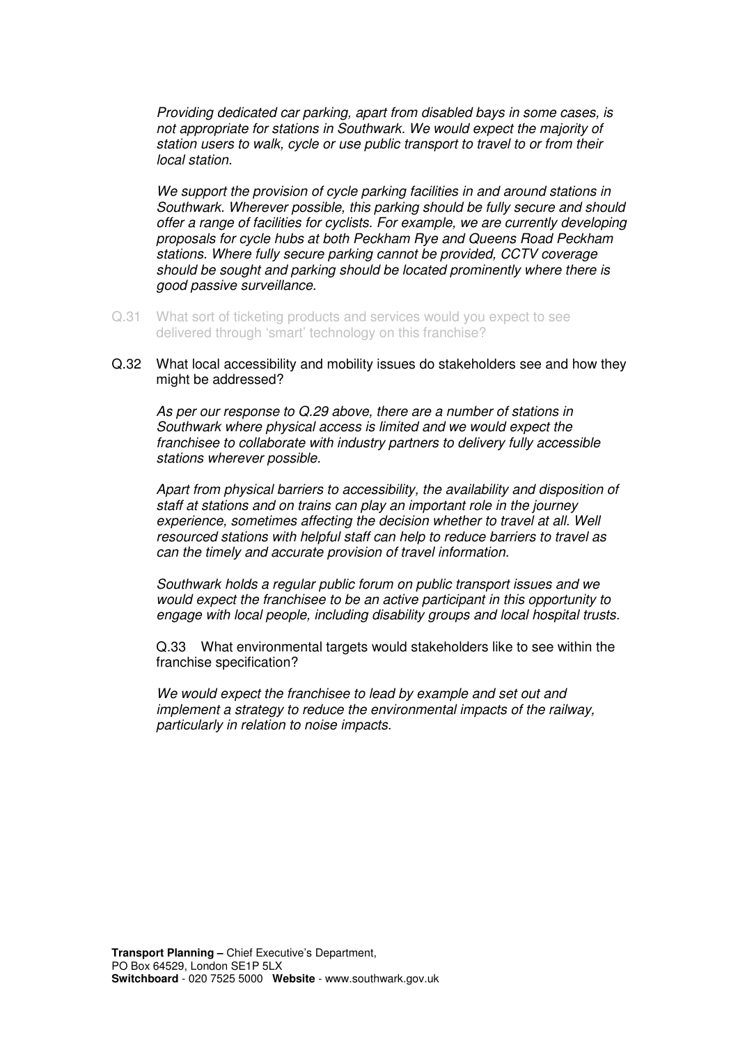*Providing dedicated car parking, apart from disabled bays in some cases, is not appropriate for stations in Southwark. We would expect the majority of station users to walk, cycle or use public transport to travel to or from their local station.*

*We support the provision of cycle parking facilities in and around stations in Southwark. Wherever possible, this parking should be fully secure and should offer a range of facilities for cyclists. For example, we are currently developing proposals for cycle hubs at both Peckham Rye and Queens Road Peckham stations. Where fully secure parking cannot be provided, CCTV coverage should be sought and parking should be located prominently where there is good passive surveillance.*

Q.31 What sort of ticketing products and services would you expect to see delivered through 'smart' technology on this franchise?

Q.32 What local accessibility and mobility issues do stakeholders see and how they might be addressed?

*As per our response to Q.29 above, there are a number of stations in Southwark where physical access is limited and we would expect the franchisee to collaborate with industry partners to delivery fully accessible stations wherever possible.*

*Apart from physical barriers to accessibility, the availability and disposition of staff at stations and on trains can play an important role in the journey experience, sometimes affecting the decision whether to travel at all. Well resourced stations with helpful staff can help to reduce barriers to travel as can the timely and accurate provision of travel information.*

*Southwark holds a regular public forum on public transport issues and we would expect the franchisee to be an active participant in this opportunity to engage with local people, including disability groups and local hospital trusts.*

Q.33 What environmental targets would stakeholders like to see within the franchise specification?

*We would expect the franchisee to lead by example and set out and implement a strategy to reduce the environmental impacts of the railway, particularly in relation to noise impacts.*